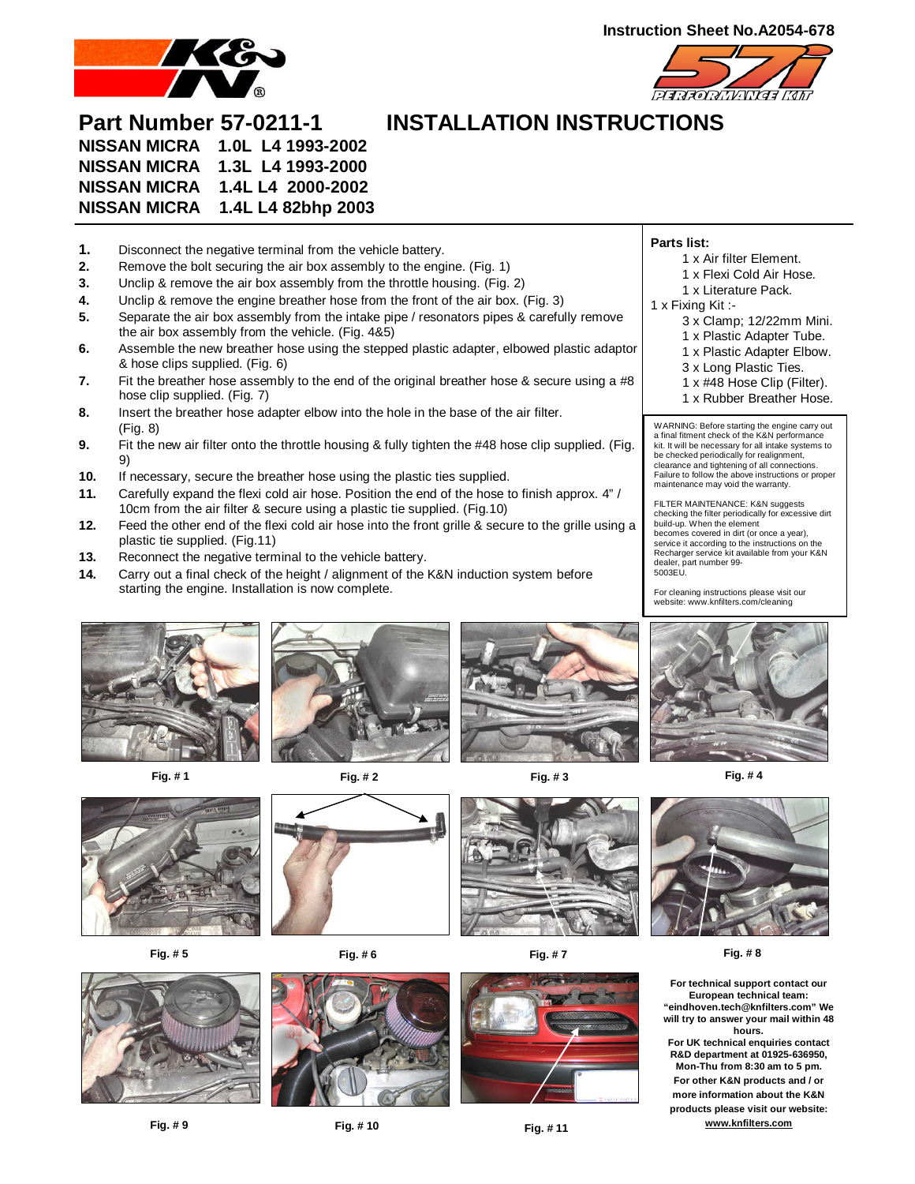Instruction Sheet No.A2054-678

# Part Number 57-0211-1 INSTALLATION INSTRUCTIONS

**NISSAN MICRA 1.0L L4 1993-2002**
**NISSAN MICRA 1.3L L4 1993-2000**
**NISSAN MICRA 1.4L L4 2000-2002**
**NISSAN MICRA 1.4L L4 82bhp 2003**

1. Disconnect the negative terminal from the vehicle battery.
2. Remove the bolt securing the air box assembly to the engine. (Fig. 1)
3. Unclip & remove the air box assembly from the throttle housing. (Fig. 2)
4. Unclip & remove the engine breather hose from the front of the air box. (Fig. 3)
5. Separate the air box assembly from the intake pipe / resonators pipes & carefully remove the air box assembly from the vehicle. (Fig. 4&5)
6. Assemble the new breather hose using the stepped plastic adapter, elbowed plastic adaptor & hose clips supplied. (Fig. 6)
7. Fit the breather hose assembly to the end of the original breather hose & secure using a #8 hose clip supplied. (Fig. 7)
8. Insert the breather hose adapter elbow into the hole in the base of the air filter. (Fig. 8)
9. Fit the new air filter onto the throttle housing & fully tighten the #48 hose clip supplied. (Fig. 9)
10. If necessary, secure the breather hose using the plastic ties supplied.
11. Carefully expand the flexi cold air hose. Position the end of the hose to finish approx. 4" / 10cm from the air filter & secure using a plastic tie supplied. (Fig.10)
12. Feed the other end of the flexi cold air hose into the front grille & secure to the grille using a plastic tie supplied. (Fig.11)
13. Reconnect the negative terminal to the vehicle battery.
14. Carry out a final check of the height / alignment of the K&N induction system before starting the engine. Installation is now complete.

**Parts list:**

- 1 x Air filter Element.
- 1 x Flexi Cold Air Hose.
- 1 x Literature Pack.

1 x Fixing Kit :-

- 3 x Clamp; 12/22mm Mini.
- 1 x Plastic Adapter Tube.
- 1 x Plastic Adapter Elbow.
- 3 x Long Plastic Ties.
- 1 x #48 Hose Clip (Filter).
- 1 x Rubber Breather Hose.

WARNING: Before starting the engine carry out a final fitment check of the K&N performance kit. It will be necessary for all intake systems to be checked periodically for realignment, clearance and tightening of all connections. Failure to follow the above instructions or proper maintenance may void the warranty.

FILTER MAINTENANCE: K&N suggests checking the filter periodically for excessive dirt build-up. When the element becomes covered in dirt (or once a year), service it according to the instructions on the Recharger service kit available from your K&N dealer, part number 99-5003EU.

For cleaning instructions please visit our website: www.knfilters.com/cleaning

Fig. # 1

Fig. # 2

Fig. # 3

Fig. # 4

Fig. # 5

Fig. # 6

Fig. # 7

Fig. # 8

Fig. # 9

Fig. # 10

Fig. # 11

**For technical support contact our European technical team: "eindhoven.tech@knfilters.com" We will try to answer your mail within 48 hours.**
**For UK technical enquiries contact R&D department at 01925-636950, Mon-Thu from 8:30 am to 5 pm.**
**For other K&N products and / or more information about the K&N products please visit our website: www.knfilters.com**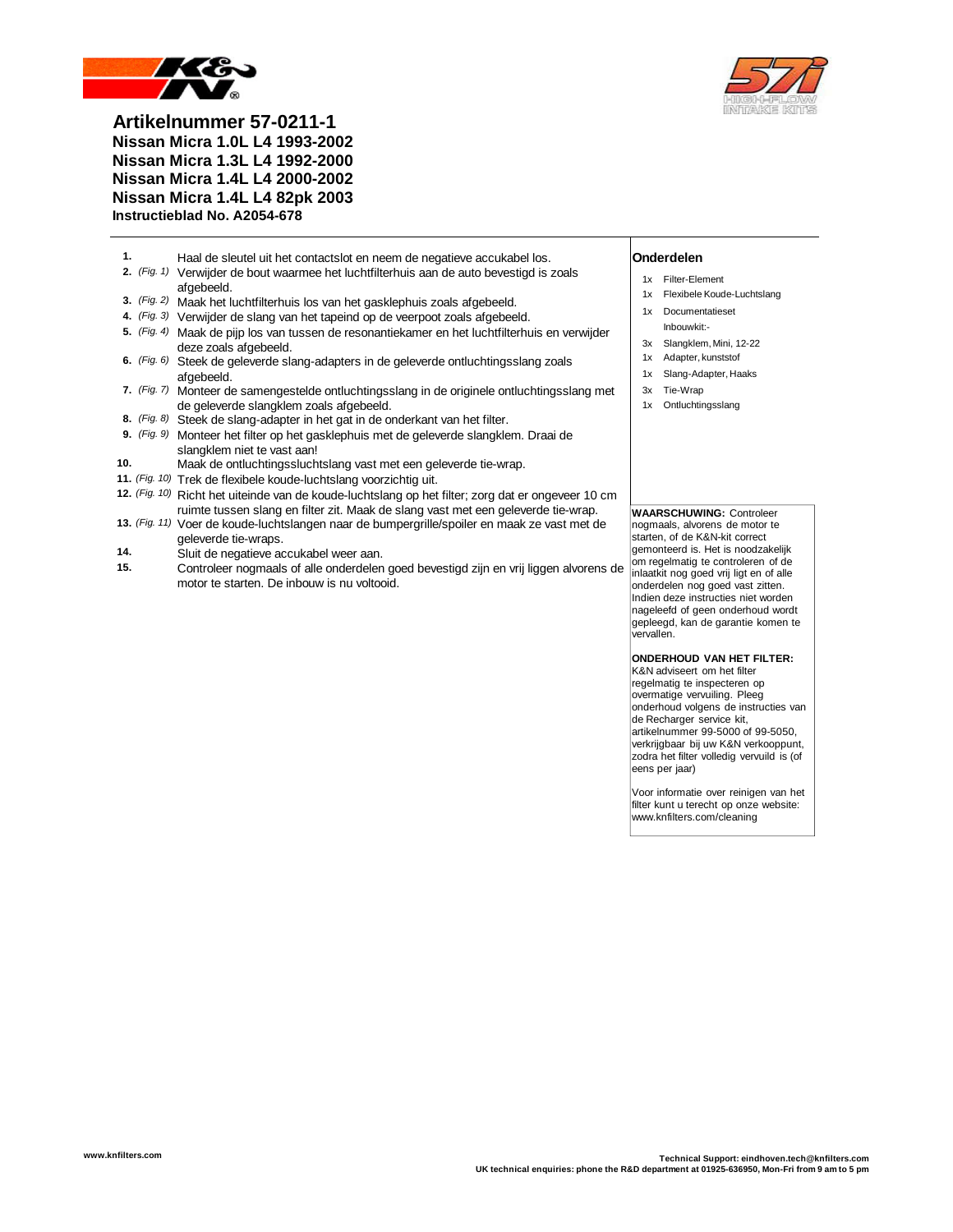# Artikelnummer 57-0211-1

## Nissan Micra 1.0L L4 1993-2002
## Nissan Micra 1.3L L4 1992-2000
## Nissan Micra 1.4L L4 2000-2002
## Nissan Micra 1.4L L4 82pk 2003

**Instructieblad No. A2054-678**

1. Haal de sleutel uit het contactslot en neem de negatieve accukabel los.
2. *(Fig. 1)* Verwijder de bout waarmee het luchtfilterhuis aan de auto bevestigd is zoals afgebeeld.
3. *(Fig. 2)* Maak het luchtfilterhuis los van het gasklephuis zoals afgebeeld.
4. *(Fig. 3)* Verwijder de slang van het tapeind op de veerpoot zoals afgebeeld.
5. *(Fig. 4)* Maak de pijp los van tussen de resonantiekamer en het luchtfilterhuis en verwijder deze zoals afgebeeld.
6. *(Fig. 6)* Steek de geleverde slang-adapters in de geleverde ontluchtingsslang zoals afgebeeld.
7. *(Fig. 7)* Monteer de samengestelde ontluchtingsslang in de originele ontluchtingsslang met de geleverde slangklem zoals afgebeeld.
8. *(Fig. 8)* Steek de slang-adapter in het gat in de onderkant van het filter.
9. *(Fig. 9)* Monteer het filter op het gasklephuis met de geleverde slangklem. Draai de slangklem niet te vast aan!
10. Maak de ontluchtingssluchtslang vast met een geleverde tie-wrap.
11. *(Fig. 10)* Trek de flexibele koude-luchtslang voorzichtig uit.
12. *(Fig. 10)* Richt het uiteinde van de koude-luchtslang op het filter; zorg dat er ongeveer 10 cm ruimte tussen slang en filter zit. Maak de slang vast met een geleverde tie-wrap.
13. *(Fig. 11)* Voer de koude-luchtslangen naar de bumpergrille/spoiler en maak ze vast met de geleverde tie-wraps.
14. Sluit de negatieve accukabel weer aan.
15. Controleer nogmaals of alle onderdelen goed bevestigd zijn en vrij liggen alvorens de motor te starten. De inbouw is nu voltooid.

### Onderdelen

- 1x Filter-Element
- 1x Flexibele Koude-Luchtslang
- 1x Documentatieset

Inbouwkit:-

- 3x Slangklem, Mini, 12-22
- 1x Adapter, kunststof
- 1x Slang-Adapter, Haaks
- 3x Tie-Wrap
- 1x Ontluchtingsslang

**WAARSCHUWING:** Controleer nogmaals, alvorens de motor te starten, of de K&N-kit correct gemonteerd is. Het is noodzakelijk om regelmatig te controleren of de inlaatkit nog goed vrij ligt en of alle onderdelen nog goed vast zitten. Indien deze instructies niet worden nageleefd of geen onderhoud wordt gepleegd, kan de garantie komen te vervallen.

**ONDERHOUD VAN HET FILTER:** K&N adviseert om het filter regelmatig te inspecteren op overmatige vervuiling. Pleeg onderhoud volgens de instructies van de Recharger service kit, artikelnummer 99-5000 of 99-5050, verkrijgbaar bij uw K&N verkooppunt, zodra het filter volledig vervuild is (of eens per jaar)

Voor informatie over reinigen van het filter kunt u terecht op onze website: www.knfilters.com/cleaning

www.knfilters.com

**Technical Support: eindhoven.tech@knfilters.com**
**UK technical enquiries: phone the R&D department at 01925-636950, Mon-Fri from 9 am to 5 pm**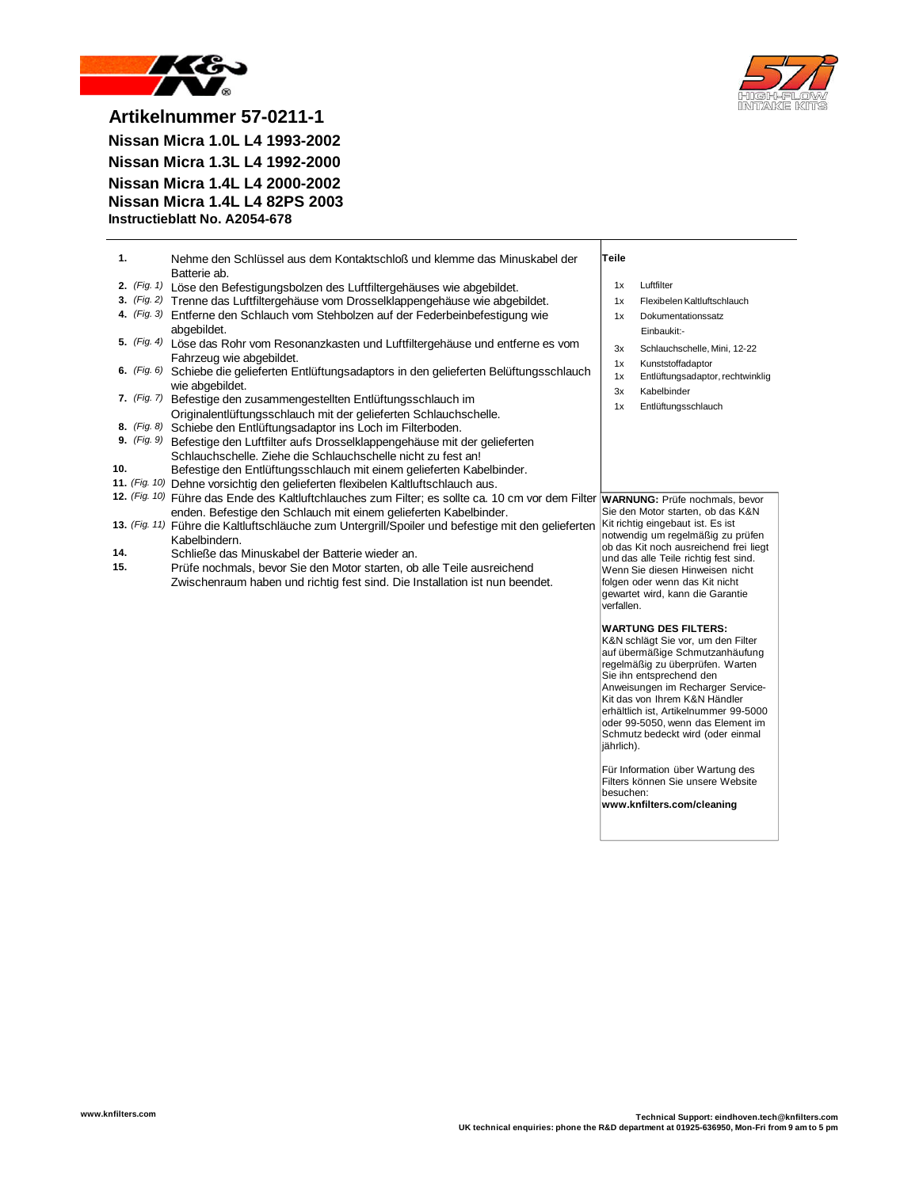# Artikelnummer 57-0211-1

## Nissan Micra 1.0L L4 1993-2002

## Nissan Micra 1.3L L4 1992-2000

## Nissan Micra 1.4L L4 2000-2002

## Nissan Micra 1.4L L4 82PS 2003

**Instructieblatt No. A2054-678**

---

**1.** Nehme den Schlüssel aus dem Kontaktschloß und klemme das Minuskabel der Batterie ab.

**2.** *(Fig. 1)* Löse den Befestigungsbolzen des Luftfiltergehäuses wie abgebildet.

**3.** *(Fig. 2)* Trenne das Luftfiltergehäuse vom Drosselklappengehäuse wie abgebildet.

**4.** *(Fig. 3)* Entferne den Schlauch vom Stehbolzen auf der Federbeinbefestigung wie abgebildet.

**5.** *(Fig. 4)* Löse das Rohr vom Resonanzkasten und Luftfiltergehäuse und entferne es vom Fahrzeug wie abgebildet.

**6.** *(Fig. 6)* Schiebe die gelieferten Entlüftungsadaptors in den gelieferten Belüftungsschlauch wie abgebildet.

**7.** *(Fig. 7)* Befestige den zusammengestellten Entlüftungsschlauch im Originalentlüftungsschlauch mit der gelieferten Schlauchschelle.

**8.** *(Fig. 8)* Schiebe den Entlüftungsadaptor ins Loch im Filterboden.

**9.** *(Fig. 9)* Befestige den Luftfilter aufs Drosselklappengehäuse mit der gelieferten Schlauchschelle. Ziehe die Schlauchschelle nicht zu fest an!

**10.** Befestige den Entlüftungsschlauch mit einem gelieferten Kabelbinder.

**11.** *(Fig. 10)* Dehne vorsichtig den gelieferten flexibelen Kaltluftschlauch aus.

**12.** *(Fig. 10)* Führe das Ende des Kaltluftchlauches zum Filter; es sollte ca. 10 cm vor dem Filter enden. Befestige den Schlauch mit einem gelieferten Kabelbinder.

**13.** *(Fig. 11)* Führe die Kaltluftschläuche zum Untergrill/Spoiler und befestige mit den gelieferten Kabelbindern.

**14.** Schließe das Minuskabel der Batterie wieder an.

**15.** Prüfe nochmals, bevor Sie den Motor starten, ob alle Teile ausreichend Zwischenraum haben und richtig fest sind. Die Installation ist nun beendet.

**Teile**

| | |
|---|---|
| 1x | Luftfilter |
| 1x | Flexibelen Kaltluftschlauch |
| 1x | Dokumentationssatz |
| | Einbaukit:- |
| 3x | Schlauchschelle, Mini, 12-22 |
| 1x | Kunststoffadaptor |
| 1x | Entlüftungsadaptor, rechtwinklig |
| 3x | Kabelbinder |
| 1x | Entlüftungsschlauch |

**WARNUNG:** Prüfe nochmals, bevor Sie den Motor starten, ob das K&N Kit richtig eingebaut ist. Es ist notwendig um regelmäßig zu prüfen ob das Kit noch ausreichend frei liegt und das alle Teile richtig fest sind. Wenn Sie diesen Hinweisen nicht folgen oder wenn das Kit nicht gewartet wird, kann die Garantie verfallen.

**WARTUNG DES FILTERS:**
K&N schlägt Sie vor, um den Filter auf übermäßige Schmutzanhäufung regelmäßig zu überprüfen. Warten Sie ihn entsprechend den Anweisungen im Recharger Service-Kit das von Ihrem K&N Händler erhältlich ist, Artikelnummer 99-5000 oder 99-5050, wenn das Element im Schmutz bedeckt wird (oder einmal jährlich).

Für Information über Wartung des Filters können Sie unsere Website besuchen:
**www.knfilters.com/cleaning**

**www.knfilters.com**

**Technical Support: eindhoven.tech@knfilters.com**
**UK technical enquiries: phone the R&D department at 01925-636950, Mon-Fri from 9 am to 5 pm**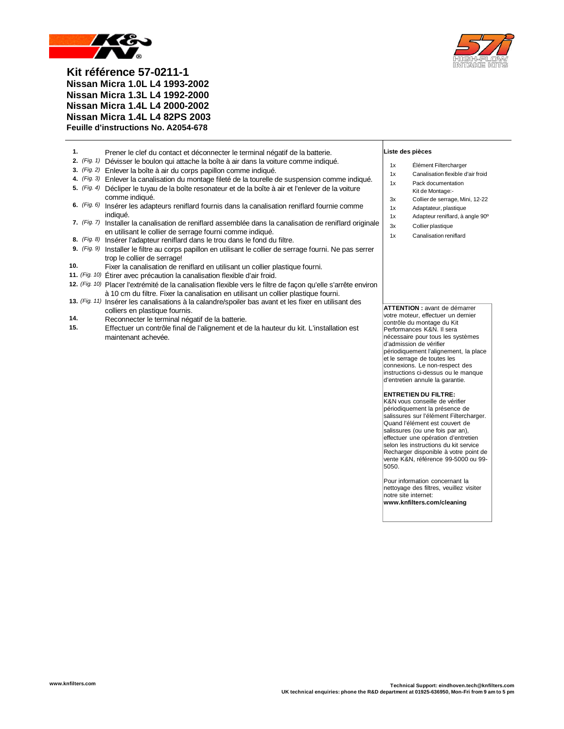# Kit référence 57-0211-1

**Nissan Micra 1.0L L4 1993-2002**
**Nissan Micra 1.3L L4 1992-2000**
**Nissan Micra 1.4L L4 2000-2002**
**Nissan Micra 1.4L L4 82PS 2003**
**Feuille d'instructions No. A2054-678**

1. Prener le clef du contact et déconnecter le terminal négatif de la batterie.
2. *(Fig. 1)* Dévisser le boulon qui attache la boîte à air dans la voiture comme indiqué.
3. *(Fig. 2)* Enlever la boîte à air du corps papillon comme indiqué.
4. *(Fig. 3)* Enlever la canalisation du montage fileté de la tourelle de suspension comme indiqué.
5. *(Fig. 4)* Décliper le tuyau de la boîte resonateur et de la boîte à air et l'enlever de la voiture comme indiqué.
6. *(Fig. 6)* Insérer les adapteurs reniflard fournis dans la canalisation reniflard fournie comme indiqué.
7. *(Fig. 7)* Installer la canalisation de reniflard assemblée dans la canalisation de reniflard originale en utilisant le collier de serrage fourni comme indiqué.
8. *(Fig. 8)* Insérer l'adapteur reniflard dans le trou dans le fond du filtre.
9. *(Fig. 9)* Installer le filtre au corps papillon en utilisant le collier de serrage fourni. Ne pas serrer trop le collier de serrage!
10. Fixer la canalisation de reniflard en utilisant un collier plastique fourni.
11. *(Fig. 10)* Étirer avec précaution la canalisation flexible d'air froid.
12. *(Fig. 10)* Placer l'extrémité de la canalisation flexible vers le filtre de façon qu'elle s'arrête environ à 10 cm du filtre. Fixer la canalisation en utilisant un collier plastique fourni.
13. *(Fig. 11)* Insérer les canalisations à la calandre/spoiler bas avant et les fixer en utilisant des colliers en plastique fournis.
14. Reconnecter le terminal négatif de la batterie.
15. Effectuer un contrôle final de l'alignement et de la hauteur du kit. L'installation est maintenant achevée.

**Liste des pièces**

| | |
|---|---|
| 1x | Élément Filtercharger |
| 1x | Canalisation flexible d'air froid |
| 1x | Pack documentation<br>Kit de Montage:- |
| 3x | Collier de serrage, Mini, 12-22 |
| 1x | Adaptateur, plastique |
| 1x | Adapteur reniflard, à angle 90º |
| 3x | Collier plastique |
| 1x | Canalisation reniflard |

**ATTENTION :** avant de démarrer votre moteur, effectuer un dernier contrôle du montage du Kit Performances K&N. Il sera nécessaire pour tous les systèmes d'admission de vérifier périodiquement l'alignement, la place et le serrage de toutes les connexions. Le non-respect des instructions ci-dessus ou le manque d'entretien annule la garantie.

**ENTRETIEN DU FILTRE:**
K&N vous conseille de vérifier périodiquement la présence de salissures sur l'élément Filtercharger. Quand l'élément est couvert de salissures (ou une fois par an), effectuer une opération d'entretien selon les instructions du kit service Recharger disponible à votre point de vente K&N, référence 99-5000 ou 99-5050.

Pour information concernant la nettoyage des filtres, veuillez visiter notre site internet:
**www.knfilters.com/cleaning**

**www.knfilters.com**

**Technical Support: eindhoven.tech@knfilters.com**
**UK technical enquiries: phone the R&D department at 01925-636950, Mon-Fri from 9 am to 5 pm**